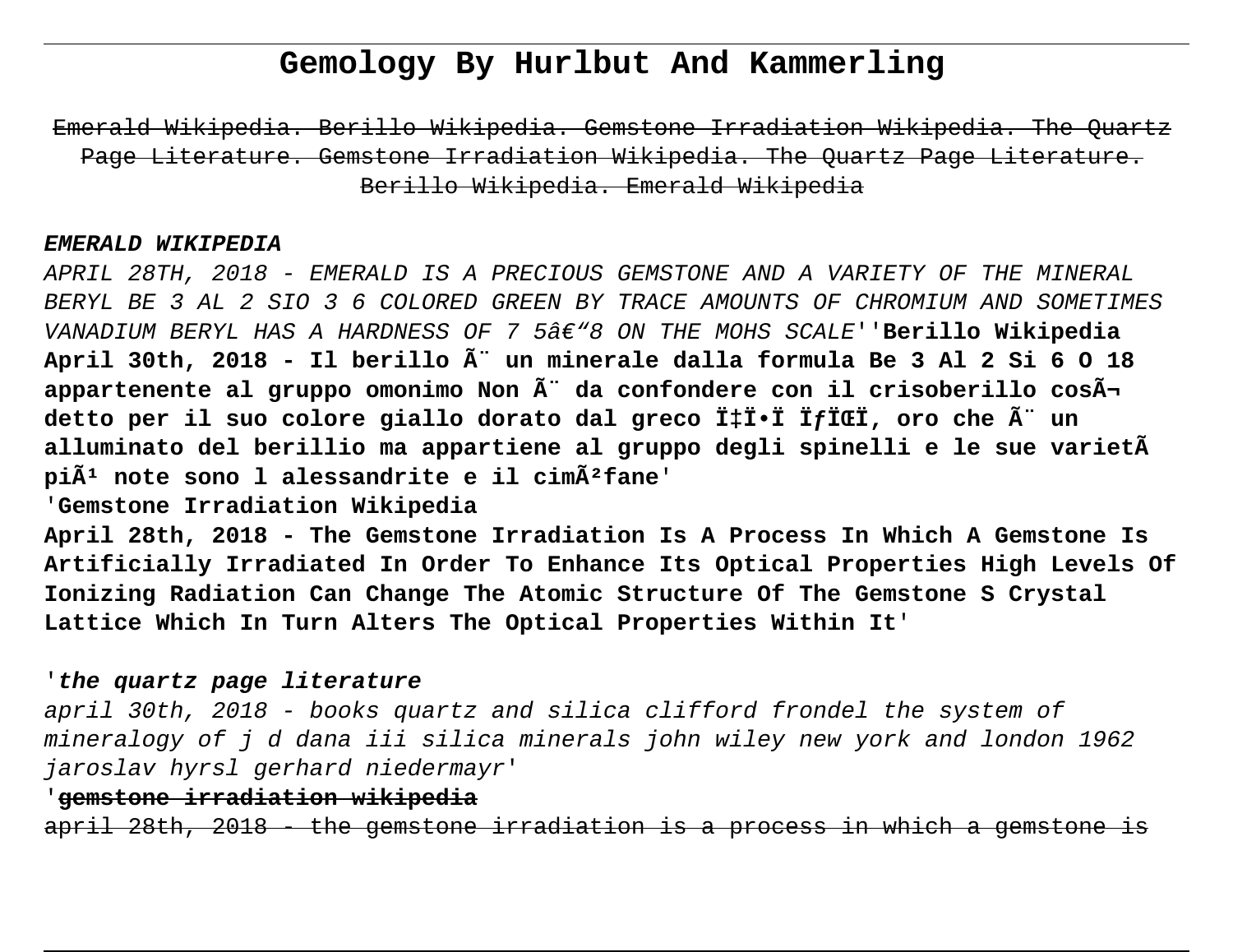# Gemology By Hurlbut And Kammerling

~~Emerald Wikipedia. Berillo Wikipedia. Gemstone Irradiation Wikipedia. The Quartz Page Literature. Gemstone Irradiation Wikipedia. The Quartz Page Literature. Berillo Wikipedia. Emerald Wikipedia~~

**_EMERALD WIKIPEDIA_**

_APRIL 28TH, 2018 - EMERALD IS A PRECIOUS GEMSTONE AND A VARIETY OF THE MINERAL BERYL BE 3 AL 2 SIO 3 6 COLORED GREEN BY TRACE AMOUNTS OF CHROMIUM AND SOMETIMES VANADIUM BERYL HAS A HARDNESS OF 7 5â€“8 ON THE MOHS SCALE_''**Berillo Wikipedia**

**April 30th, 2018 - Il berillo Ã¨ un minerale dalla formula Be 3 Al 2 Si 6 O 18 appartenente al gruppo omonimo Non Ã¨ da confondere con il crisoberillo cosÃ¬ detto per il suo colore giallo dorato dal greco Ï‡Ï•Ï ÏƒÏŒÏ, oro che Ã¨ un alluminato del berillio ma appartiene al gruppo degli spinelli e le sue varietÃ piÃ¹ note sono l alessandrite e il cimÃ²fane**'

'**Gemstone Irradiation Wikipedia**

**April 28th, 2018 - The Gemstone Irradiation Is A Process In Which A Gemstone Is Artificially Irradiated In Order To Enhance Its Optical Properties High Levels Of Ionizing Radiation Can Change The Atomic Structure Of The Gemstone S Crystal Lattice Which In Turn Alters The Optical Properties Within It**'

'**_the quartz page literature_**

_april 30th, 2018 - books quartz and silica clifford frondel the system of mineralogy of j d dana iii silica minerals john wiley new york and london 1962 jaroslav hyrsl gerhard niedermayr_'

'~~**gemstone irradiation wikipedia**~~

~~april 28th, 2018 - the gemstone irradiation is a process in which a gemstone is~~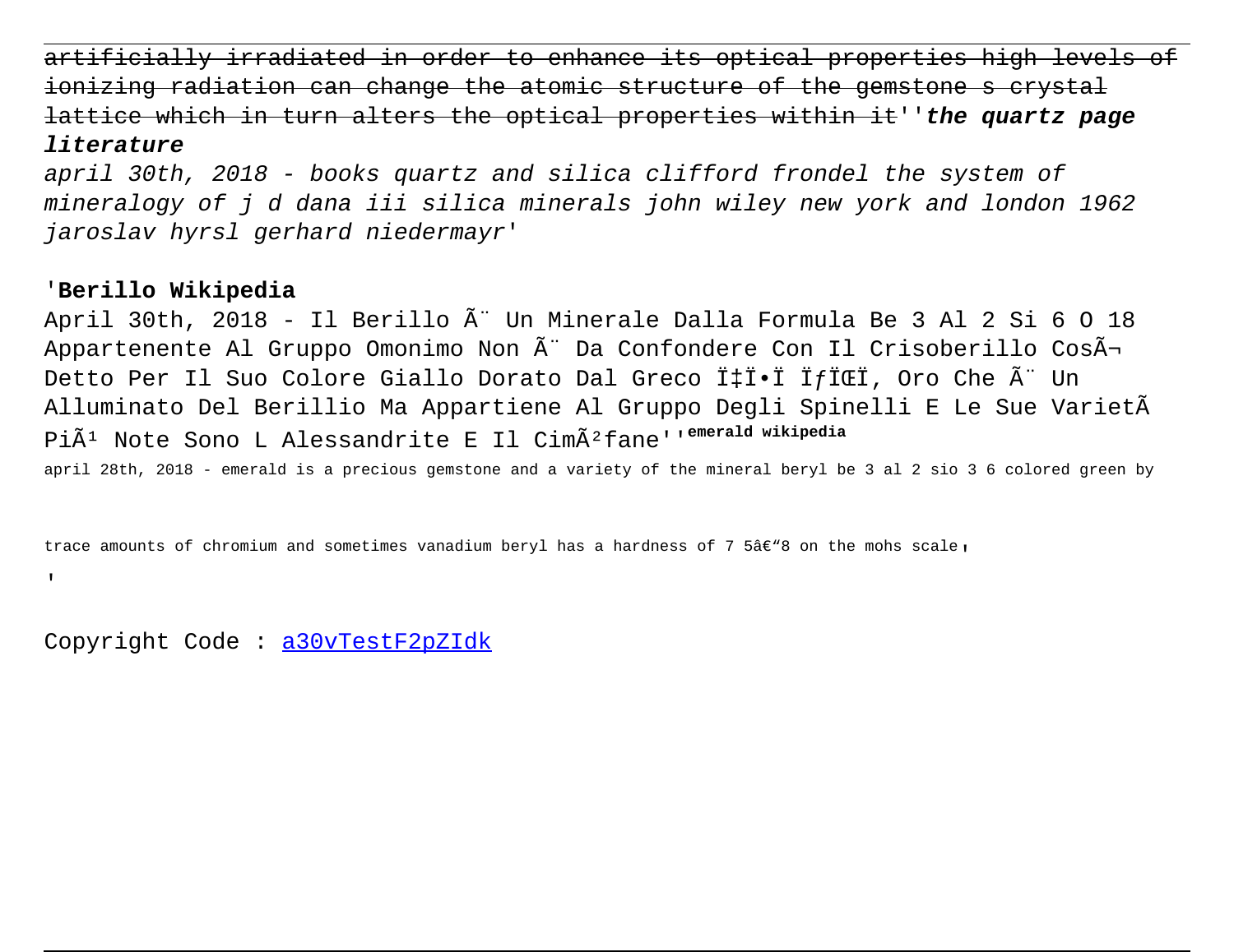~~artificially irradiated in order to enhance its optical properties high levels of ionizing radiation can change the atomic structure of the gemstone s crystal lattice which in turn alters the optical properties within it~~''***the quartz page literature***

*april 30th, 2018 - books quartz and silica clifford frondel the system of mineralogy of j d dana iii silica minerals john wiley new york and london 1962 jaroslav hyrsl gerhard niedermayr*'

'**Berillo Wikipedia**

April 30th, 2018 - Il Berillo Ã¨ Un Minerale Dalla Formula Be 3 Al 2 Si 6 O 18 Appartenente Al Gruppo Omonimo Non Ã¨ Da Confondere Con Il Crisoberillo CosÃ¬ Detto Per Il Suo Colore Giallo Dorato Dal Greco Ï‡Ï•Ï ÏƒÏŒÏ‚ Oro Che Ã¨ Un Alluminato Del Berillio Ma Appartiene Al Gruppo Degli Spinelli E Le Sue VarietÃ PiÃ¹ Note Sono L Alessandrite E Il CimÃ²fane''**emerald wikipedia**

april 28th, 2018 - emerald is a precious gemstone and a variety of the mineral beryl be 3 al 2 sio 3 6 colored green by trace amounts of chromium and sometimes vanadium beryl has a hardness of 7 5â€“8 on the mohs scale'

'

Copyright Code : a30vTestF2pZIdk